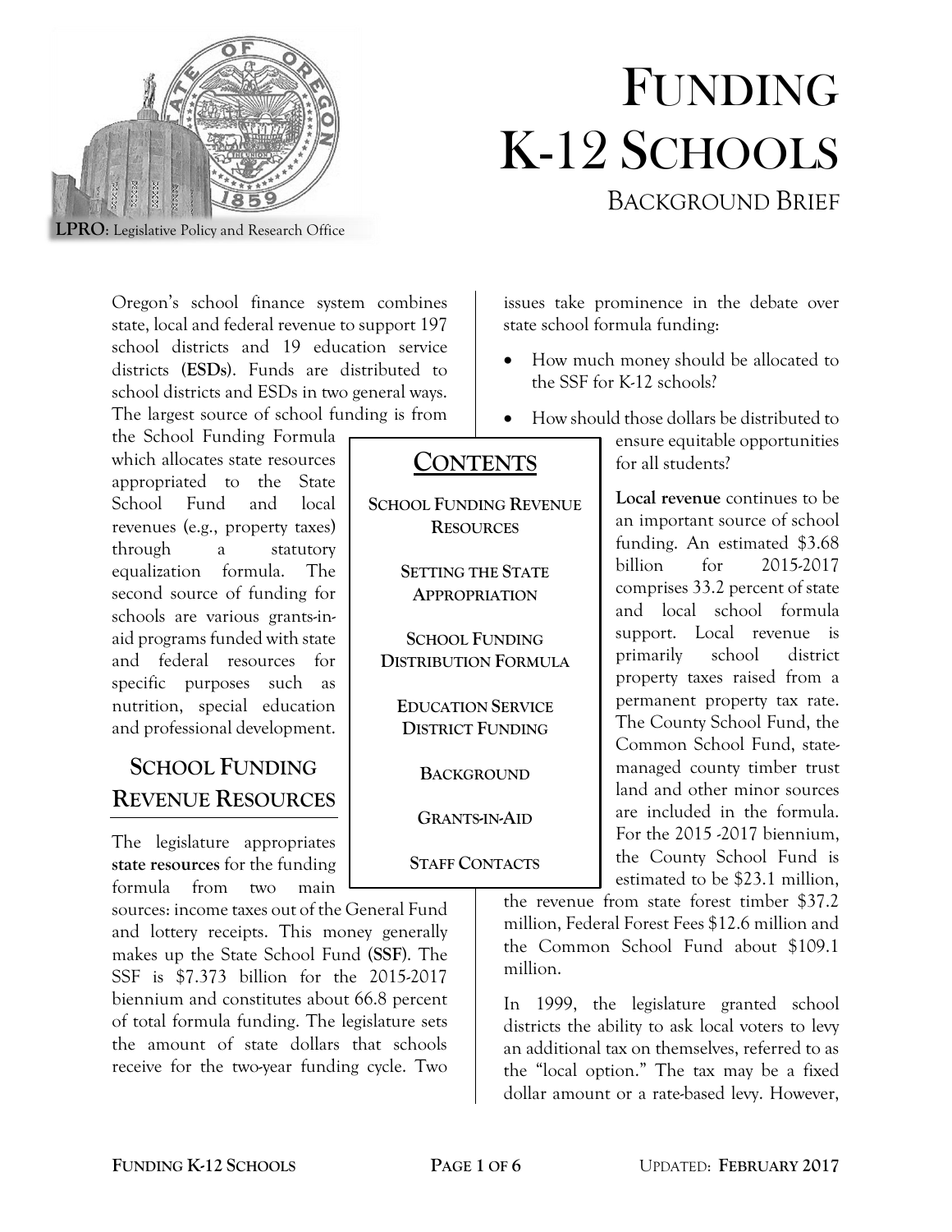# FUNDING K-12 SCHOOLS

BACKGROUND BRIEF

LPRO: Legislative Policy and Research Office

Oregon's school finance system combines state, local and federal revenue to support 197 school districts and 19 education service districts (**ESDs**). Funds are distributed to school districts and ESDs in two general ways. The largest source of school funding is from the School Funding Formula which allocates state resources appropriated to the State School Fund and local revenues (e.g., property taxes) through a statutory equalization formula. The second source of funding for schools are various grants-in-aid programs funded with state and federal resources for specific purposes such as nutrition, special education and professional development.

**CONTENTS**

- SCHOOL FUNDING REVENUE RESOURCES
- SETTING THE STATE APPROPRIATION
- SCHOOL FUNDING DISTRIBUTION FORMULA
- EDUCATION SERVICE DISTRICT FUNDING
- BACKGROUND
- GRANTS-IN-AID
- STAFF CONTACTS

## SCHOOL FUNDING REVENUE RESOURCES

The legislature appropriates **state resources** for the funding formula from two main sources: income taxes out of the General Fund and lottery receipts. This money generally makes up the State School Fund (**SSF**). The SSF is $7.373 billion for the 2015-2017 biennium and constitutes about 66.8 percent of total formula funding. The legislature sets the amount of state dollars that schools receive for the two-year funding cycle. Two issues take prominence in the debate over state school formula funding:

- How much money should be allocated to the SSF for K-12 schools?
- How should those dollars be distributed to ensure equitable opportunities for all students?

**Local revenue** continues to be an important source of school funding. An estimated $3.68 billion for 2015-2017 comprises 33.2 percent of state and local school formula support. Local revenue is primarily school district property taxes raised from a permanent property tax rate. The County School Fund, the Common School Fund, state-managed county timber trust land and other minor sources are included in the formula. For the 2015 -2017 biennium, the County School Fund is estimated to be $23.1 million, the revenue from state forest timber $37.2 million, Federal Forest Fees $12.6 million and the Common School Fund about $109.1 million.

In 1999, the legislature granted school districts the ability to ask local voters to levy an additional tax on themselves, referred to as the "local option." The tax may be a fixed dollar amount or a rate-based levy. However,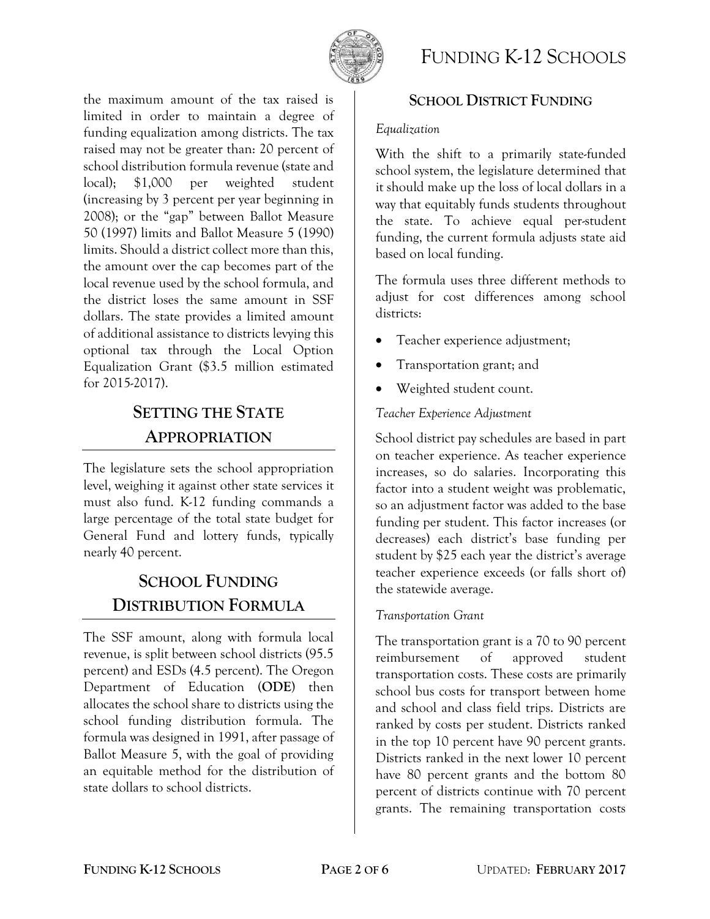the maximum amount of the tax raised is limited in order to maintain a degree of funding equalization among districts. The tax raised may not be greater than: 20 percent of school distribution formula revenue (state and local); $1,000 per weighted student (increasing by 3 percent per year beginning in 2008); or the "gap" between Ballot Measure 50 (1997) limits and Ballot Measure 5 (1990) limits. Should a district collect more than this, the amount over the cap becomes part of the local revenue used by the school formula, and the district loses the same amount in SSF dollars. The state provides a limited amount of additional assistance to districts levying this optional tax through the Local Option Equalization Grant ($3.5 million estimated for 2015-2017).

## Setting the State Appropriation

The legislature sets the school appropriation level, weighing it against other state services it must also fund. K-12 funding commands a large percentage of the total state budget for General Fund and lottery funds, typically nearly 40 percent.

## School Funding Distribution Formula

The SSF amount, along with formula local revenue, is split between school districts (95.5 percent) and ESDs (4.5 percent). The Oregon Department of Education (**ODE**) then allocates the school share to districts using the school funding distribution formula. The formula was designed in 1991, after passage of Ballot Measure 5, with the goal of providing an equitable method for the distribution of state dollars to school districts.

### School District Funding

*Equalization*

With the shift to a primarily state-funded school system, the legislature determined that it should make up the loss of local dollars in a way that equitably funds students throughout the state. To achieve equal per-student funding, the current formula adjusts state aid based on local funding.

The formula uses three different methods to adjust for cost differences among school districts:

- Teacher experience adjustment;
- Transportation grant; and
- Weighted student count.

*Teacher Experience Adjustment*

School district pay schedules are based in part on teacher experience. As teacher experience increases, so do salaries. Incorporating this factor into a student weight was problematic, so an adjustment factor was added to the base funding per student. This factor increases (or decreases) each district's base funding per student by $25 each year the district's average teacher experience exceeds (or falls short of) the statewide average.

*Transportation Grant*

The transportation grant is a 70 to 90 percent reimbursement of approved student transportation costs. These costs are primarily school bus costs for transport between home and school and class field trips. Districts are ranked by costs per student. Districts ranked in the top 10 percent have 90 percent grants. Districts ranked in the next lower 10 percent have 80 percent grants and the bottom 80 percent of districts continue with 70 percent grants. The remaining transportation costs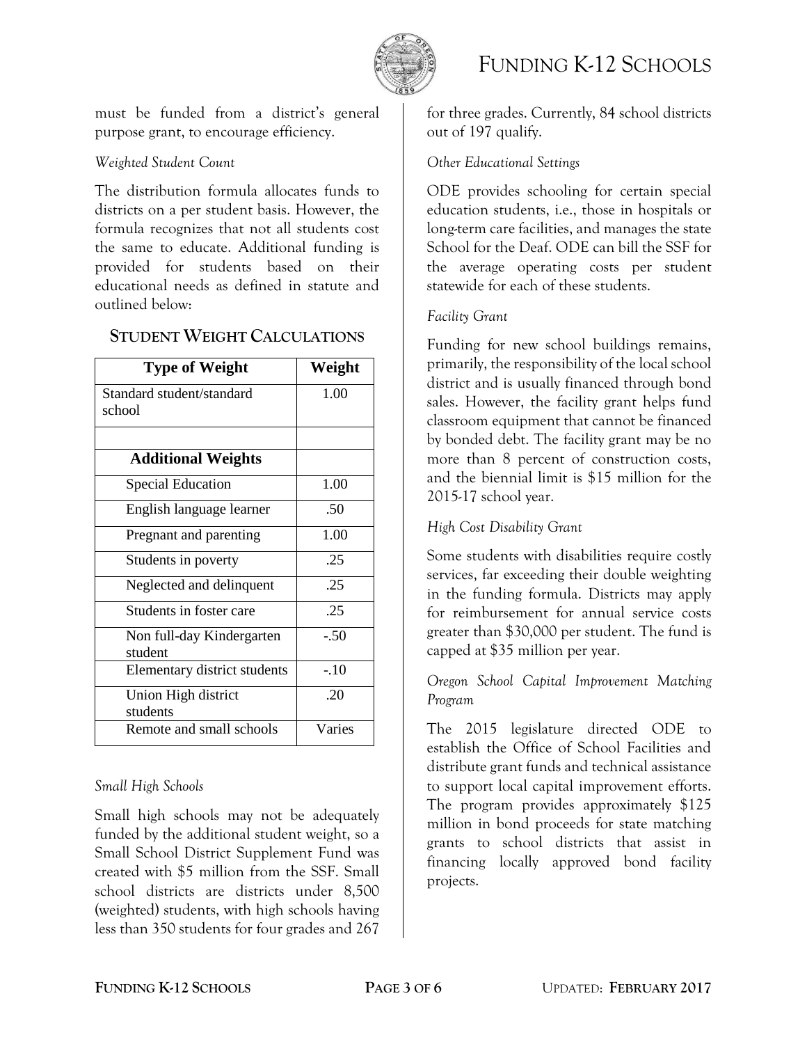must be funded from a district's general purpose grant, to encourage efficiency.

*Weighted Student Count*

The distribution formula allocates funds to districts on a per student basis. However, the formula recognizes that not all students cost the same to educate. Additional funding is provided for students based on their educational needs as defined in statute and outlined below:

### STUDENT WEIGHT CALCULATIONS

| Type of Weight | Weight |
|---|---|
| Standard student/standard school | 1.00 |
| | |
| **Additional Weights** | |
| Special Education | 1.00 |
| English language learner | .50 |
| Pregnant and parenting | 1.00 |
| Students in poverty | .25 |
| Neglected and delinquent | .25 |
| Students in foster care | .25 |
| Non full-day Kindergarten student | -.50 |
| Elementary district students | -.10 |
| Union High district students | .20 |
| Remote and small schools | Varies |

*Small High Schools*

Small high schools may not be adequately funded by the additional student weight, so a Small School District Supplement Fund was created with $5 million from the SSF. Small school districts are districts under 8,500 (weighted) students, with high schools having less than 350 students for four grades and 267 for three grades. Currently, 84 school districts out of 197 qualify.

*Other Educational Settings*

ODE provides schooling for certain special education students, i.e., those in hospitals or long-term care facilities, and manages the state School for the Deaf. ODE can bill the SSF for the average operating costs per student statewide for each of these students.

*Facility Grant*

Funding for new school buildings remains, primarily, the responsibility of the local school district and is usually financed through bond sales. However, the facility grant helps fund classroom equipment that cannot be financed by bonded debt. The facility grant may be no more than 8 percent of construction costs, and the biennial limit is $15 million for the 2015-17 school year.

*High Cost Disability Grant*

Some students with disabilities require costly services, far exceeding their double weighting in the funding formula. Districts may apply for reimbursement for annual service costs greater than $30,000 per student. The fund is capped at $35 million per year.

*Oregon School Capital Improvement Matching Program*

The 2015 legislature directed ODE to establish the Office of School Facilities and distribute grant funds and technical assistance to support local capital improvement efforts. The program provides approximately $125 million in bond proceeds for state matching grants to school districts that assist in financing locally approved bond facility projects.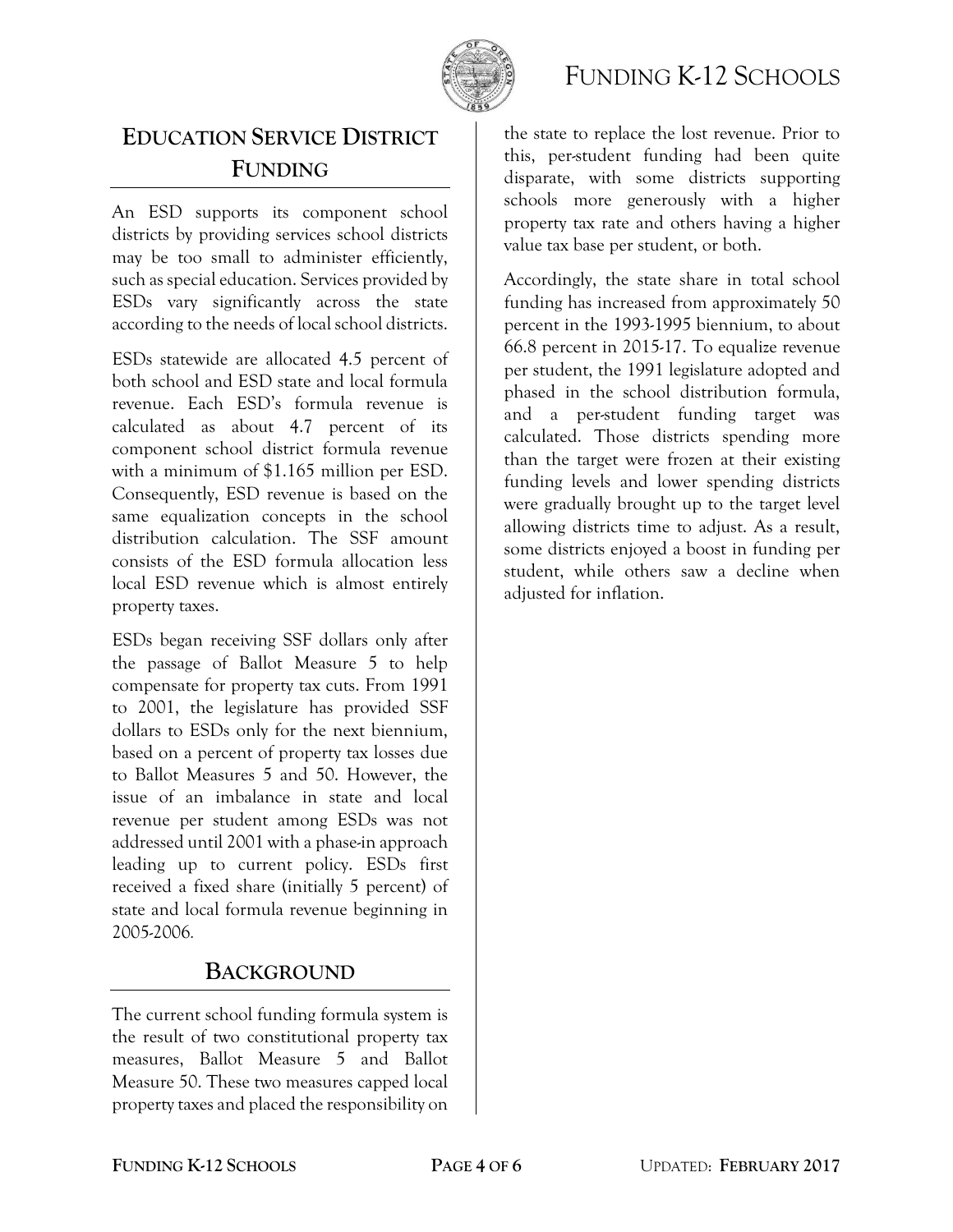## Education Service District Funding

An ESD supports its component school districts by providing services school districts may be too small to administer efficiently, such as special education. Services provided by ESDs vary significantly across the state according to the needs of local school districts.

ESDs statewide are allocated 4.5 percent of both school and ESD state and local formula revenue. Each ESD's formula revenue is calculated as about 4.7 percent of its component school district formula revenue with a minimum of $1.165 million per ESD. Consequently, ESD revenue is based on the same equalization concepts in the school distribution calculation. The SSF amount consists of the ESD formula allocation less local ESD revenue which is almost entirely property taxes.

ESDs began receiving SSF dollars only after the passage of Ballot Measure 5 to help compensate for property tax cuts. From 1991 to 2001, the legislature has provided SSF dollars to ESDs only for the next biennium, based on a percent of property tax losses due to Ballot Measures 5 and 50. However, the issue of an imbalance in state and local revenue per student among ESDs was not addressed until 2001 with a phase-in approach leading up to current policy. ESDs first received a fixed share (initially 5 percent) of state and local formula revenue beginning in 2005-2006.

## Background

The current school funding formula system is the result of two constitutional property tax measures, Ballot Measure 5 and Ballot Measure 50. These two measures capped local property taxes and placed the responsibility on the state to replace the lost revenue. Prior to this, per-student funding had been quite disparate, with some districts supporting schools more generously with a higher property tax rate and others having a higher value tax base per student, or both.

Accordingly, the state share in total school funding has increased from approximately 50 percent in the 1993-1995 biennium, to about 66.8 percent in 2015-17. To equalize revenue per student, the 1991 legislature adopted and phased in the school distribution formula, and a per-student funding target was calculated. Those districts spending more than the target were frozen at their existing funding levels and lower spending districts were gradually brought up to the target level allowing districts time to adjust. As a result, some districts enjoyed a boost in funding per student, while others saw a decline when adjusted for inflation.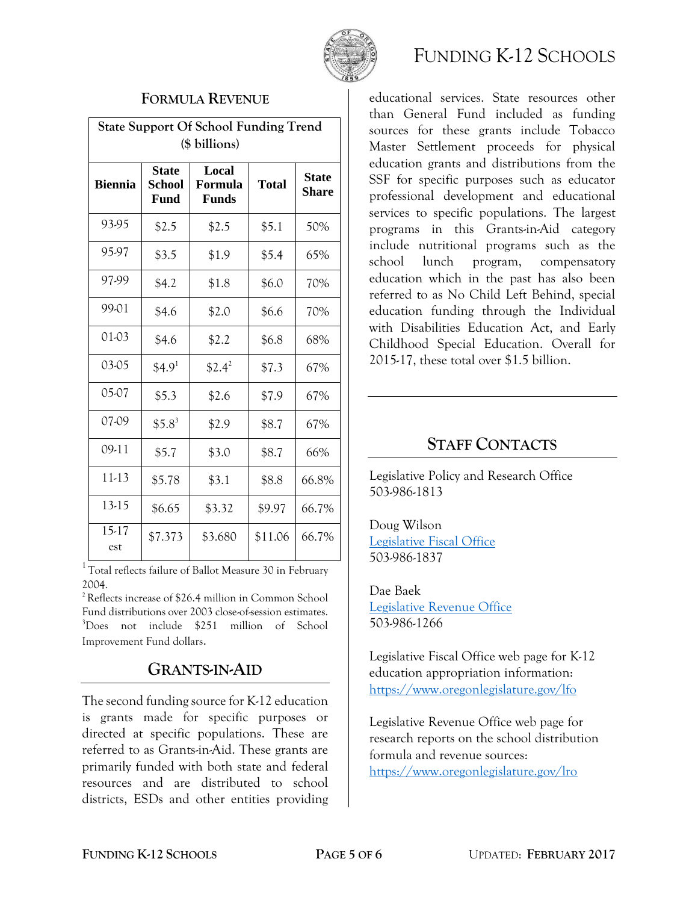## Formula Revenue

**State Support Of School Funding Trend ($ billions)**

| Biennia | State School Fund | Local Formula Funds | Total | State Share |
|---|---|---|---|---|
| 93-95 | $2.5 | $2.5 | $5.1 | 50% |
| 95-97 | $3.5 | $1.9 | $5.4 | 65% |
| 97-99 | $4.2 | $1.8 | $6.0 | 70% |
| 99-01 | $4.6 | $2.0 | $6.6 | 70% |
| 01-03 | $4.6 | $2.2 | $6.8 | 68% |
| 03-05 | $4.9[1] | $2.4[2] | $7.3 | 67% |
| 05-07 | $5.3 | $2.6 | $7.9 | 67% |
| 07-09 | $5.8[3] | $2.9 | $8.7 | 67% |
| 09-11 | $5.7 | $3.0 | $8.7 | 66% |
| 11-13 | $5.78 | $3.1 | $8.8 | 66.8% |
| 13-15 | $6.65 | $3.32 | $9.97 | 66.7% |
| 15-17 est | $7.373 | $3.680 | $11.06 | 66.7% |

[1] Total reflects failure of Ballot Measure 30 in February 2004.
[2] Reflects increase of $26.4 million in Common School Fund distributions over 2003 close-of-session estimates.
[3] Does not include $251 million of School Improvement Fund dollars.

## Grants-in-Aid

The second funding source for K-12 education is grants made for specific purposes or directed at specific populations. These are referred to as Grants-in-Aid. These grants are primarily funded with both state and federal resources and are distributed to school districts, ESDs and other entities providing educational services. State resources other than General Fund included as funding sources for these grants include Tobacco Master Settlement proceeds for physical education grants and distributions from the SSF for specific purposes such as educator professional development and educational services to specific populations. The largest programs in this Grants-in-Aid category include nutritional programs such as the school lunch program, compensatory education which in the past has also been referred to as No Child Left Behind, special education funding through the Individual with Disabilities Education Act, and Early Childhood Special Education. Overall for 2015-17, these total over $1.5 billion.

## Staff Contacts

Legislative Policy and Research Office
503-986-1813

Doug Wilson
Legislative Fiscal Office
503-986-1837

Dae Baek
Legislative Revenue Office
503-986-1266

Legislative Fiscal Office web page for K-12 education appropriation information:
https://www.oregonlegislature.gov/lfo

Legislative Revenue Office web page for research reports on the school distribution formula and revenue sources:
https://www.oregonlegislature.gov/lro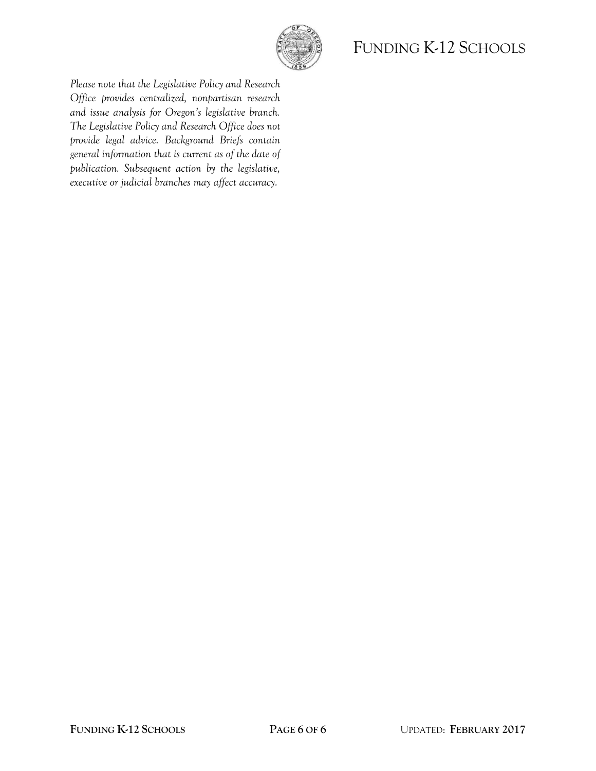*Please note that the Legislative Policy and Research Office provides centralized, nonpartisan research and issue analysis for Oregon's legislative branch. The Legislative Policy and Research Office does not provide legal advice. Background Briefs contain general information that is current as of the date of publication. Subsequent action by the legislative, executive or judicial branches may affect accuracy.*